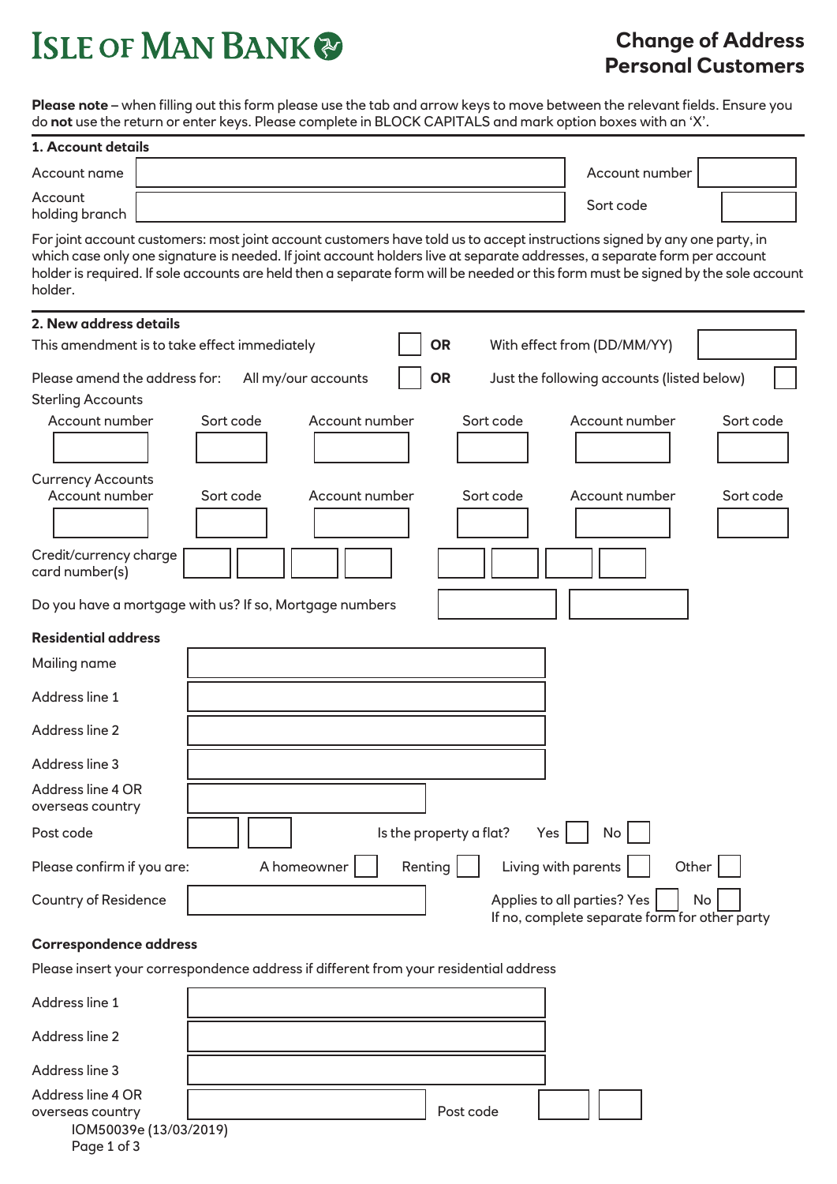# ISLE OF MAN BANK

## Change of Address Personal Customers

**Please note** – when filling out this form please use the tab and arrow keys to move between the relevant fields. Ensure you do **not** use the return or enter keys. Please complete in BLOCK CAPITALS and mark option boxes with an 'X'.

### 1. Account details

Account name ______________________ Account number ______

Account holding branch ______________________ Sort code ______

For joint account customers: most joint account customers have told us to accept instructions signed by any one party, in which case only one signature is needed. If joint account holders live at separate addresses, a separate form per account holder is required. If sole accounts are held then a separate form will be needed or this form must be signed by the sole account holder.

### 2. New address details

This amendment is to take effect immediately ☐ **OR** With effect from (DD/MM/YY) ______

Please amend the address for: All my/our accounts ☐ **OR** Just the following accounts (listed below) ☐

Sterling Accounts

| Account number | Sort code | Account number | Sort code | Account number | Sort code |
|---|---|---|---|---|---|
| | | | | | |

Currency Accounts

| Account number | Sort code | Account number | Sort code | Account number | Sort code |
|---|---|---|---|---|---|
| | | | | | |

Credit/currency charge card number(s) ______ ______ ______ ______ ______ ______ ______ ______

Do you have a mortgage with us? If so, Mortgage numbers ______ ______

**Residential address**

Mailing name ______________________

Address line 1 ______________________

Address line 2 ______________________

Address line 3 ______________________

Address line 4 OR overseas country ______________________

Post code ______ ______ Is the property a flat? Yes ☐ No ☐

Please confirm if you are: A homeowner ☐ Renting ☐ Living with parents ☐ Other ☐

Country of Residence ______________________ Applies to all parties? Yes ☐ No ☐
If no, complete separate form for other party

**Correspondence address**

Please insert your correspondence address if different from your residential address

Address line 1 ______________________

Address line 2 ______________________

Address line 3 ______________________

Address line 4 OR overseas country ______________________ Post code ______ ______

IOM50039e (13/03/2019)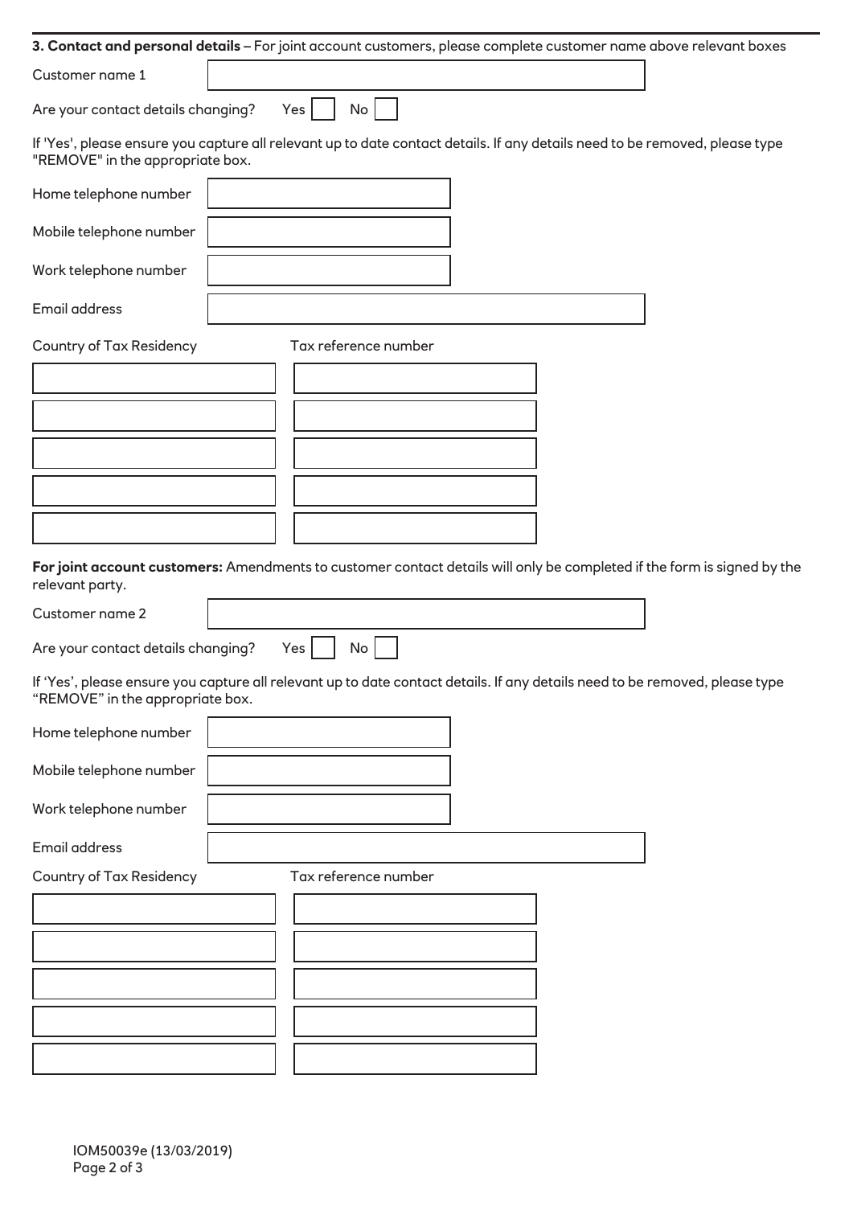**3. Contact and personal details** – For joint account customers, please complete customer name above relevant boxes

Customer name 1

Are your contact details changing? Yes ☐ No ☐

If 'Yes', please ensure you capture all relevant up to date contact details. If any details need to be removed, please type "REMOVE" in the appropriate box.

Home telephone number

Mobile telephone number

Work telephone number

Email address

| Country of Tax Residency | Tax reference number |
| --- | --- |
| | |
| | |
| | |
| | |
| | |

**For joint account customers:** Amendments to customer contact details will only be completed if the form is signed by the relevant party.

Customer name 2

Are your contact details changing? Yes ☐ No ☐

If 'Yes', please ensure you capture all relevant up to date contact details. If any details need to be removed, please type "REMOVE" in the appropriate box.

Home telephone number

Mobile telephone number

Work telephone number

Email address

| Country of Tax Residency | Tax reference number |
| --- | --- |
| | |
| | |
| | |
| | |
| | |

IOM50039e (13/03/2019)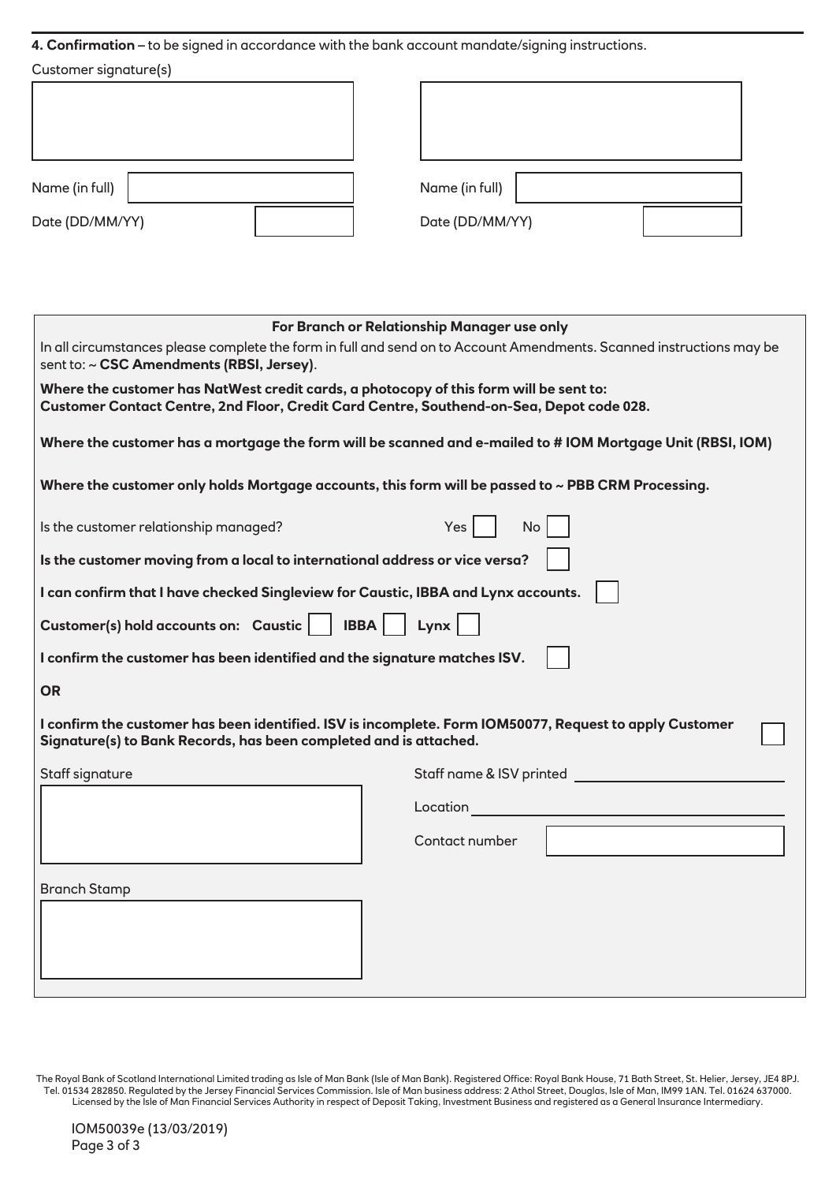**4. Confirmation** – to be signed in accordance with the bank account mandate/signing instructions.

Customer signature(s)

| | |
|---|---|
| Name (in full) | Name (in full) |
| Date (DD/MM/YY) | Date (DD/MM/YY) |

**For Branch or Relationship Manager use only**

In all circumstances please complete the form in full and send on to Account Amendments. Scanned instructions may be sent to: ~ **CSC Amendments (RBSI, Jersey)**.

**Where the customer has NatWest credit cards, a photocopy of this form will be sent to:**
**Customer Contact Centre, 2nd Floor, Credit Card Centre, Southend-on-Sea, Depot code 028.**

**Where the customer has a mortgage the form will be scanned and e-mailed to # IOM Mortgage Unit (RBSI, IOM)**

**Where the customer only holds Mortgage accounts, this form will be passed to ~ PBB CRM Processing.**

Is the customer relationship managed? Yes ☐ No ☐

**Is the customer moving from a local to international address or vice versa?** ☐

**I can confirm that I have checked Singleview for Caustic, IBBA and Lynx accounts.** ☐

**Customer(s) hold accounts on: Caustic** ☐ **IBBA** ☐ **Lynx** ☐

**I confirm the customer has been identified and the signature matches ISV.** ☐

**OR**

**I confirm the customer has been identified. ISV is incomplete. Form IOM50077, Request to apply Customer Signature(s) to Bank Records, has been completed and is attached.** ☐

Staff signature

Staff name & ISV printed ____________________

Location ____________________

Contact number

Branch Stamp

The Royal Bank of Scotland International Limited trading as Isle of Man Bank (Isle of Man Bank). Registered Office: Royal Bank House, 71 Bath Street, St. Helier, Jersey, JE4 8PJ. Tel. 01534 282850. Regulated by the Jersey Financial Services Commission. Isle of Man business address: 2 Athol Street, Douglas, Isle of Man, IM99 1AN. Tel. 01624 637000. Licensed by the Isle of Man Financial Services Authority in respect of Deposit Taking, Investment Business and registered as a General Insurance Intermediary.

IOM50039e (13/03/2019)